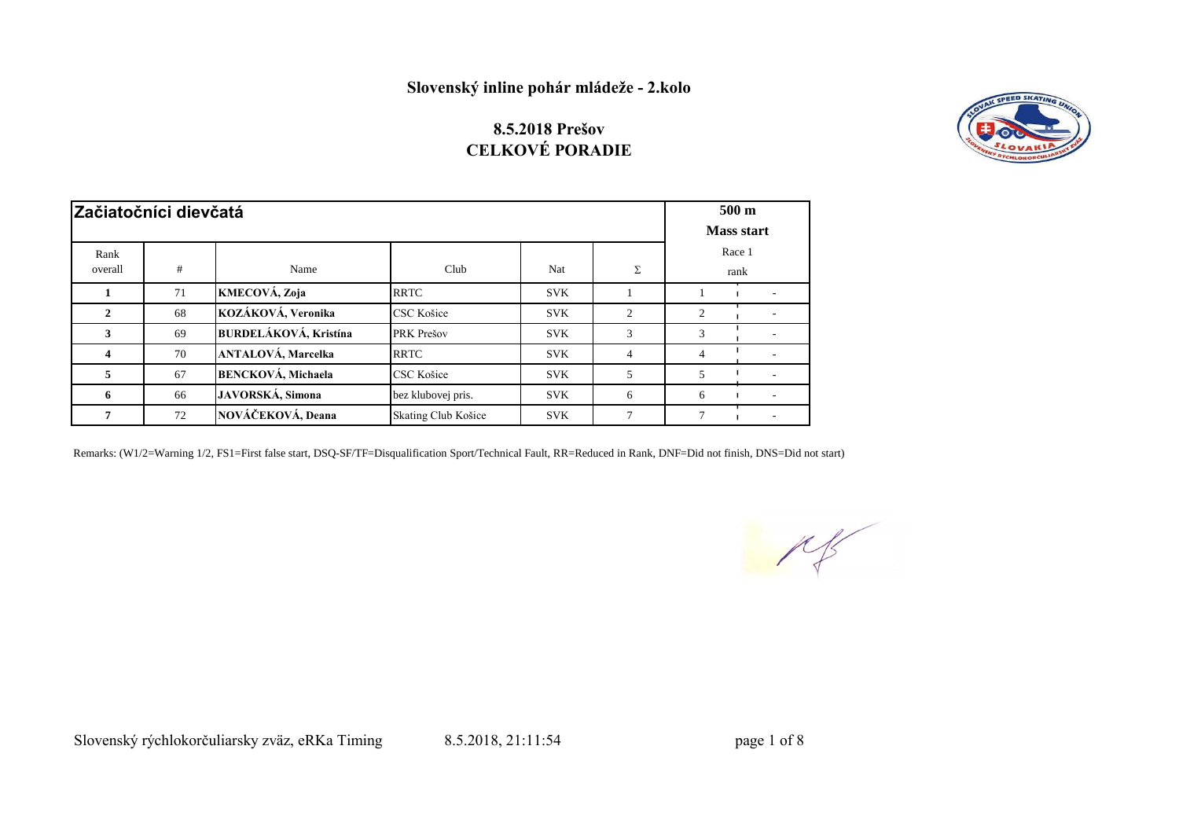# Slovenský inline pohár mládeže - 2.kolo

## 8.5.2018 Prešov
## CELKOVÉ PORADIE

| Začiatočníci dievčatá | | | | | | 500 m Mass start | |
|---|---|---|---|---|---|---|---|
| Rank overall | # | Name | Club | Nat | Σ | Race 1 rank | |
| **1** | 71 | **KMECOVÁ, Zoja** | RRTC | SVK | 1 | 1 | - |
| **2** | 68 | **KOZÁKOVÁ, Veronika** | CSC Košice | SVK | 2 | 2 | - |
| **3** | 69 | **BURDELÁKOVÁ, Kristína** | PRK Prešov | SVK | 3 | 3 | - |
| **4** | 70 | **ANTALOVÁ, Marcelka** | RRTC | SVK | 4 | 4 | - |
| **5** | 67 | **BENCKOVÁ, Michaela** | CSC Košice | SVK | 5 | 5 | - |
| **6** | 66 | **JAVORSKÁ, Simona** | bez klubovej pris. | SVK | 6 | 6 | - |
| **7** | 72 | **NOVÁČEKOVÁ, Deana** | Skating Club Košice | SVK | 7 | 7 | - |

Remarks: (W1/2=Warning 1/2, FS1=First false start, DSQ-SF/TF=Disqualification Sport/Technical Fault, RR=Reduced in Rank, DNF=Did not finish, DNS=Did not start)

Slovenský rýchlokorčuliarsky zväz, eRKa Timing 8.5.2018, 21:11:54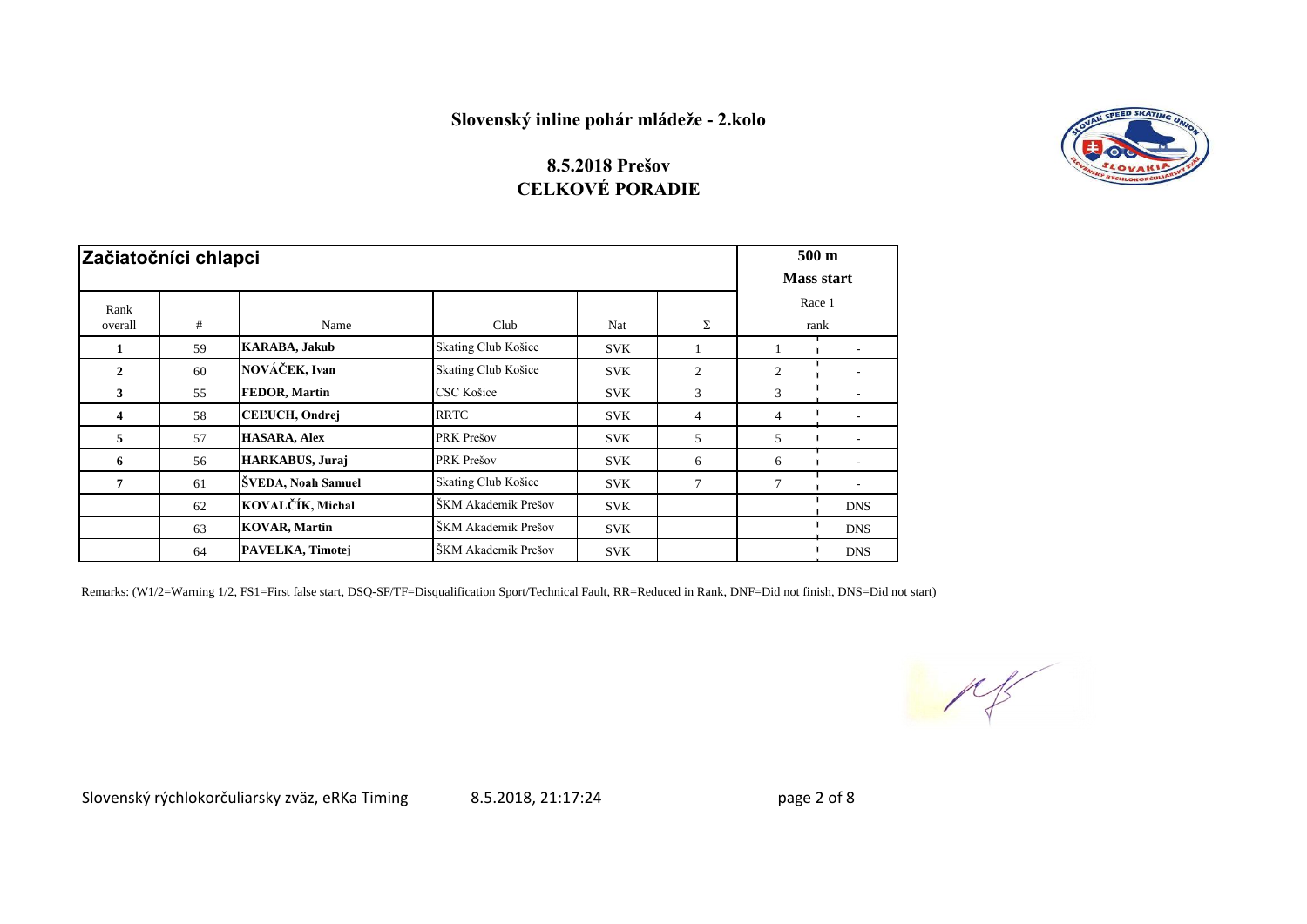## Slovenský inline pohár mládeže - 2.kolo

### 8.5.2018 Prešov
### CELKOVÉ PORADIE

| Začiatočníci chlapci | | | | | | 500 m Mass start | |
|---|---|---|---|---|---|---|---|
| Rank overall | # | Name | Club | Nat | Σ | Race 1 rank | |
| **1** | 59 | **KARABA, Jakub** | Skating Club Košice | SVK | 1 | 1 | - |
| **2** | 60 | **NOVÁČEK, Ivan** | Skating Club Košice | SVK | 2 | 2 | - |
| **3** | 55 | **FEDOR, Martin** | CSC Košice | SVK | 3 | 3 | - |
| **4** | 58 | **CEĽUCH, Ondrej** | RRTC | SVK | 4 | 4 | - |
| **5** | 57 | **HASARA, Alex** | PRK Prešov | SVK | 5 | 5 | - |
| **6** | 56 | **HARKABUS, Juraj** | PRK Prešov | SVK | 6 | 6 | - |
| **7** | 61 | **ŠVEDA, Noah Samuel** | Skating Club Košice | SVK | 7 | 7 | - |
| | 62 | **KOVALČÍK, Michal** | ŠKM Akademik Prešov | SVK | | | DNS |
| | 63 | **KOVAR, Martin** | ŠKM Akademik Prešov | SVK | | | DNS |
| | 64 | **PAVELKA, Timotej** | ŠKM Akademik Prešov | SVK | | | DNS |

Remarks: (W1/2=Warning 1/2, FS1=First false start, DSQ-SF/TF=Disqualification Sport/Technical Fault, RR=Reduced in Rank, DNF=Did not finish, DNS=Did not start)

Slovenský rýchlokorčuliarsky zväz, eRKa Timing 8.5.2018, 21:17:24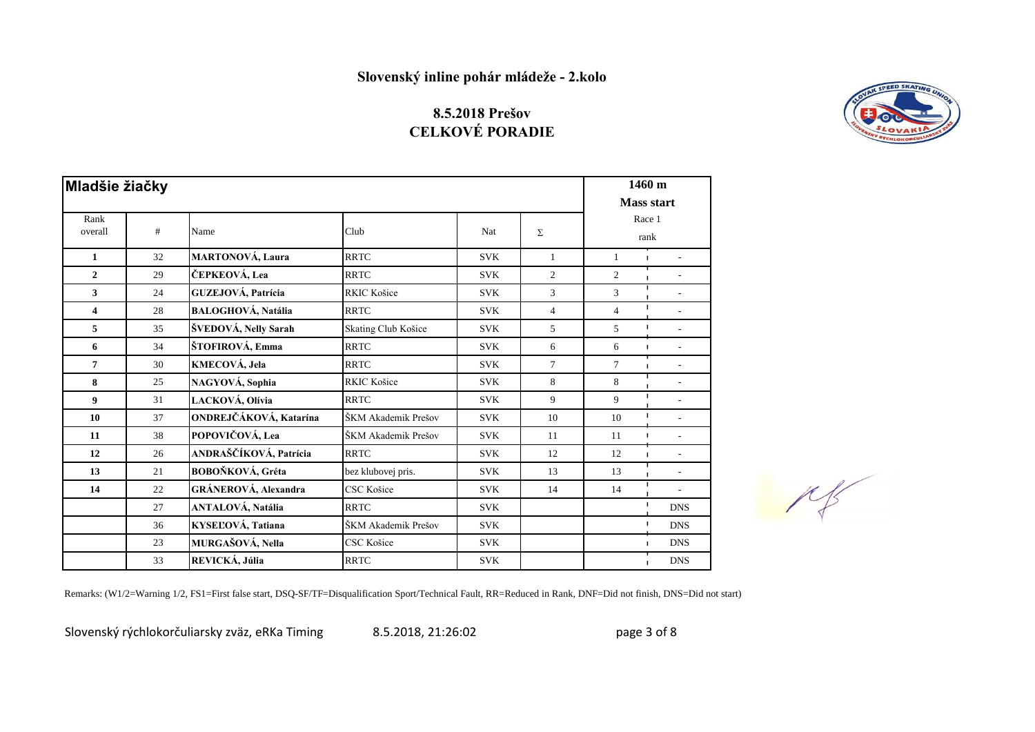# Slovenský inline pohár mládeže - 2.kolo

## 8.5.2018 Prešov
## CELKOVÉ PORADIE

| **Mladšie žiačky** | | | | | | 1460 m Mass start | |
|---|---|---|---|---|---|---|---|
| Rank overall | # | Name | Club | Nat | Σ | Race 1 rank | |
| **1** | 32 | **MARTONOVÁ, Laura** | RRTC | SVK | 1 | 1 | - |
| **2** | 29 | **ČEPKEOVÁ, Lea** | RRTC | SVK | 2 | 2 | - |
| **3** | 24 | **GUZEJOVÁ, Patrícia** | RKIC Košice | SVK | 3 | 3 | - |
| **4** | 28 | **BALOGHOVÁ, Natália** | RRTC | SVK | 4 | 4 | - |
| **5** | 35 | **ŠVEDOVÁ, Nelly Sarah** | Skating Club Košice | SVK | 5 | 5 | - |
| **6** | 34 | **ŠTOFIROVÁ, Emma** | RRTC | SVK | 6 | 6 | - |
| **7** | 30 | **KMECOVÁ, Jela** | RRTC | SVK | 7 | 7 | - |
| **8** | 25 | **NAGYOVÁ, Sophia** | RKIC Košice | SVK | 8 | 8 | - |
| **9** | 31 | **LACKOVÁ, Olívia** | RRTC | SVK | 9 | 9 | - |
| **10** | 37 | **ONDREJČÁKOVÁ, Katarína** | ŠKM Akademik Prešov | SVK | 10 | 10 | - |
| **11** | 38 | **POPOVIČOVÁ, Lea** | ŠKM Akademik Prešov | SVK | 11 | 11 | - |
| **12** | 26 | **ANDRAŠČÍKOVÁ, Patrícia** | RRTC | SVK | 12 | 12 | - |
| **13** | 21 | **BOBOŇKOVÁ, Gréta** | bez klubovej pris. | SVK | 13 | 13 | - |
| **14** | 22 | **GRÁNEROVÁ, Alexandra** | CSC Košice | SVK | 14 | 14 | - |
| | 27 | **ANTALOVÁ, Natália** | RRTC | SVK | | | DNS |
| | 36 | **KYSEĽOVÁ, Tatiana** | ŠKM Akademik Prešov | SVK | | | DNS |
| | 23 | **MURGAŠOVÁ, Nella** | CSC Košice | SVK | | | DNS |
| | 33 | **REVICKÁ, Júlia** | RRTC | SVK | | | DNS |

Remarks: (W1/2=Warning 1/2, FS1=First false start, DSQ-SF/TF=Disqualification Sport/Technical Fault, RR=Reduced in Rank, DNF=Did not finish, DNS=Did not start)

Slovenský rýchlokorčuliarsky zväz, eRKa Timing 8.5.2018, 21:26:02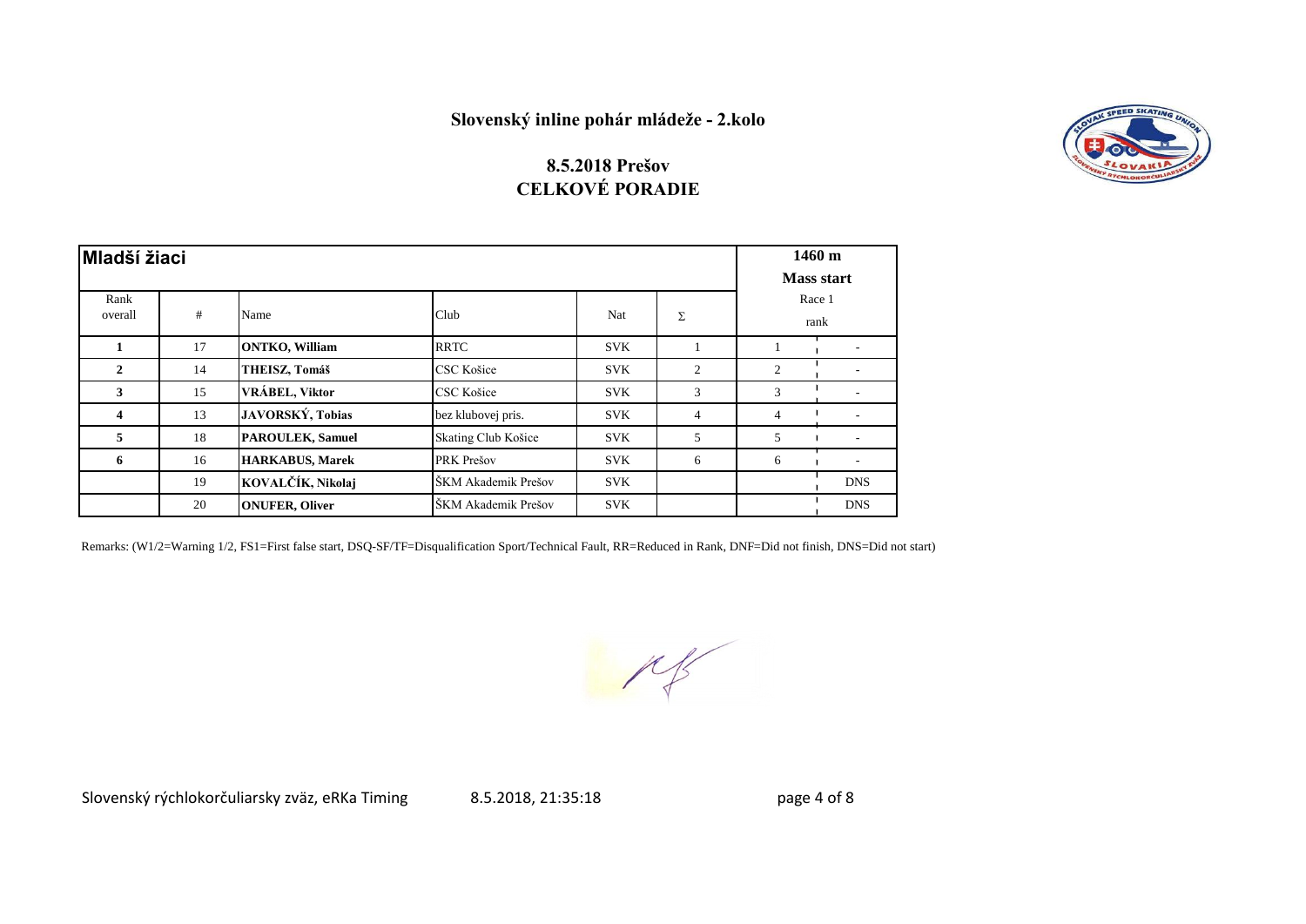# Slovenský inline pohár mládeže - 2.kolo

## 8.5.2018 Prešov
## CELKOVÉ PORADIE

| Mladší žiaci | | | | | | 1460 m Mass start | |
|---|---|---|---|---|---|---|---|
| Rank overall | # | Name | Club | Nat | Σ | Race 1 rank | |
| **1** | 17 | **ONTKO, William** | RRTC | SVK | 1 | 1 | - |
| **2** | 14 | **THEISZ, Tomáš** | CSC Košice | SVK | 2 | 2 | - |
| **3** | 15 | **VRÁBEL, Viktor** | CSC Košice | SVK | 3 | 3 | - |
| **4** | 13 | **JAVORSKÝ, Tobias** | bez klubovej pris. | SVK | 4 | 4 | - |
| **5** | 18 | **PAROULEK, Samuel** | Skating Club Košice | SVK | 5 | 5 | - |
| **6** | 16 | **HARKABUS, Marek** | PRK Prešov | SVK | 6 | 6 | - |
| | 19 | **KOVALČÍK, Nikolaj** | ŠKM Akademik Prešov | SVK | | | DNS |
| | 20 | **ONUFER, Oliver** | ŠKM Akademik Prešov | SVK | | | DNS |

Remarks: (W1/2=Warning 1/2, FS1=First false start, DSQ-SF/TF=Disqualification Sport/Technical Fault, RR=Reduced in Rank, DNF=Did not finish, DNS=Did not start)

Slovenský rýchlokorčuliarsky zväz, eRKa Timing 8.5.2018, 21:35:18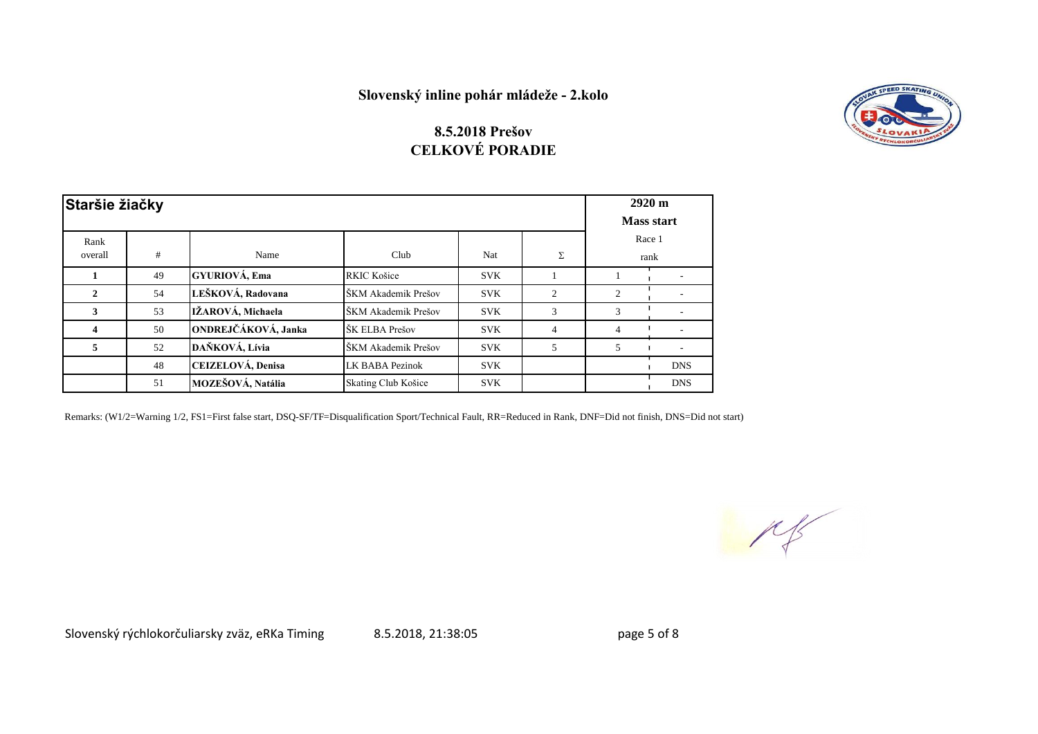**Slovenský inline pohár mládeže - 2.kolo**

**8.5.2018 Prešov**
**CELKOVÉ PORADIE**

| **Staršie žiačky** | | | | | | **2920 m Mass start** | |
|---|---|---|---|---|---|---|---|
| Rank overall | # | Name | Club | Nat | Σ | Race 1 rank | |
| **1** | 49 | **GYURIOVÁ, Ema** | RKIC Košice | SVK | 1 | 1 | - |
| **2** | 54 | **LEŠKOVÁ, Radovana** | ŠKM Akademik Prešov | SVK | 2 | 2 | - |
| **3** | 53 | **IŽAROVÁ, Michaela** | ŠKM Akademik Prešov | SVK | 3 | 3 | - |
| **4** | 50 | **ONDREJČÁKOVÁ, Janka** | ŠK ELBA Prešov | SVK | 4 | 4 | - |
| **5** | 52 | **DAŇKOVÁ, Lívia** | ŠKM Akademik Prešov | SVK | 5 | 5 | - |
| | 48 | **CEIZELOVÁ, Denisa** | LK BABA Pezinok | SVK | | | DNS |
| | 51 | **MOZEŠOVÁ, Natália** | Skating Club Košice | SVK | | | DNS |

Remarks: (W1/2=Warning 1/2, FS1=First false start, DSQ-SF/TF=Disqualification Sport/Technical Fault, RR=Reduced in Rank, DNF=Did not finish, DNS=Did not start)

Slovenský rýchlokorčuliarsky zväz, eRKa Timing 8.5.2018, 21:38:05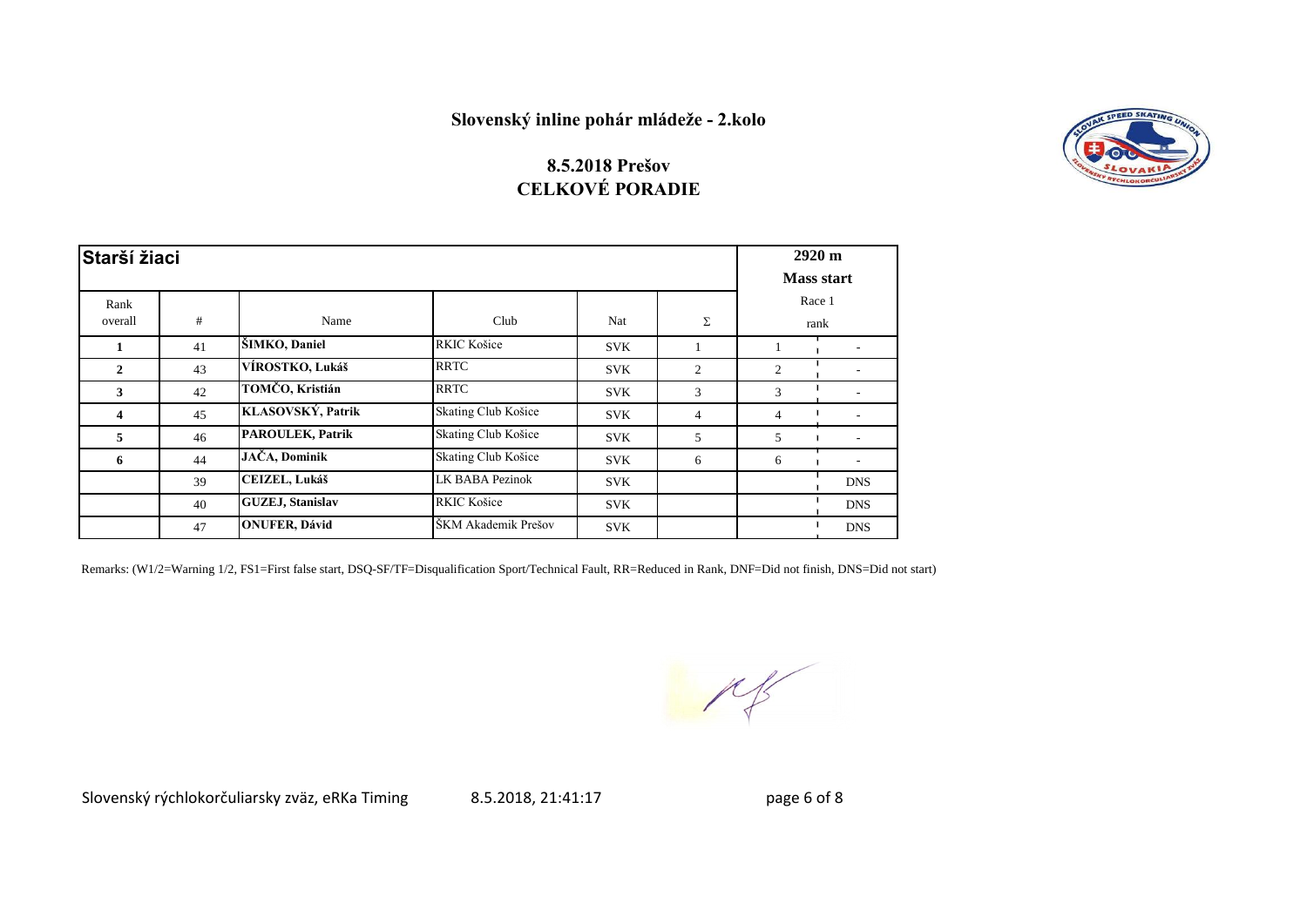**Slovenský inline pohár mládeže - 2.kolo**

**8.5.2018 Prešov**
**CELKOVÉ PORADIE**

| **Starší žiaci** | | | | | | **2920 m Mass start** | |
|---|---|---|---|---|---|---|---|
| Rank overall | # | Name | Club | Nat | Σ | Race 1 rank | |
| **1** | 41 | **ŠIMKO, Daniel** | RKIC Košice | SVK | 1 | 1 | - |
| **2** | 43 | **VÍROSTKO, Lukáš** | RRTC | SVK | 2 | 2 | - |
| **3** | 42 | **TOMČO, Kristián** | RRTC | SVK | 3 | 3 | - |
| **4** | 45 | **KLASOVSKÝ, Patrik** | Skating Club Košice | SVK | 4 | 4 | - |
| **5** | 46 | **PAROULEK, Patrik** | Skating Club Košice | SVK | 5 | 5 | - |
| **6** | 44 | **JAČA, Dominik** | Skating Club Košice | SVK | 6 | 6 | - |
| | 39 | **CEIZEL, Lukáš** | LK BABA Pezinok | SVK | | | DNS |
| | 40 | **GUZEJ, Stanislav** | RKIC Košice | SVK | | | DNS |
| | 47 | **ONUFER, Dávid** | ŠKM Akademik Prešov | SVK | | | DNS |

Remarks: (W1/2=Warning 1/2, FS1=First false start, DSQ-SF/TF=Disqualification Sport/Technical Fault, RR=Reduced in Rank, DNF=Did not finish, DNS=Did not start)

Slovenský rýchlokorčuliarsky zväz, eRKa Timing 8.5.2018, 21:41:17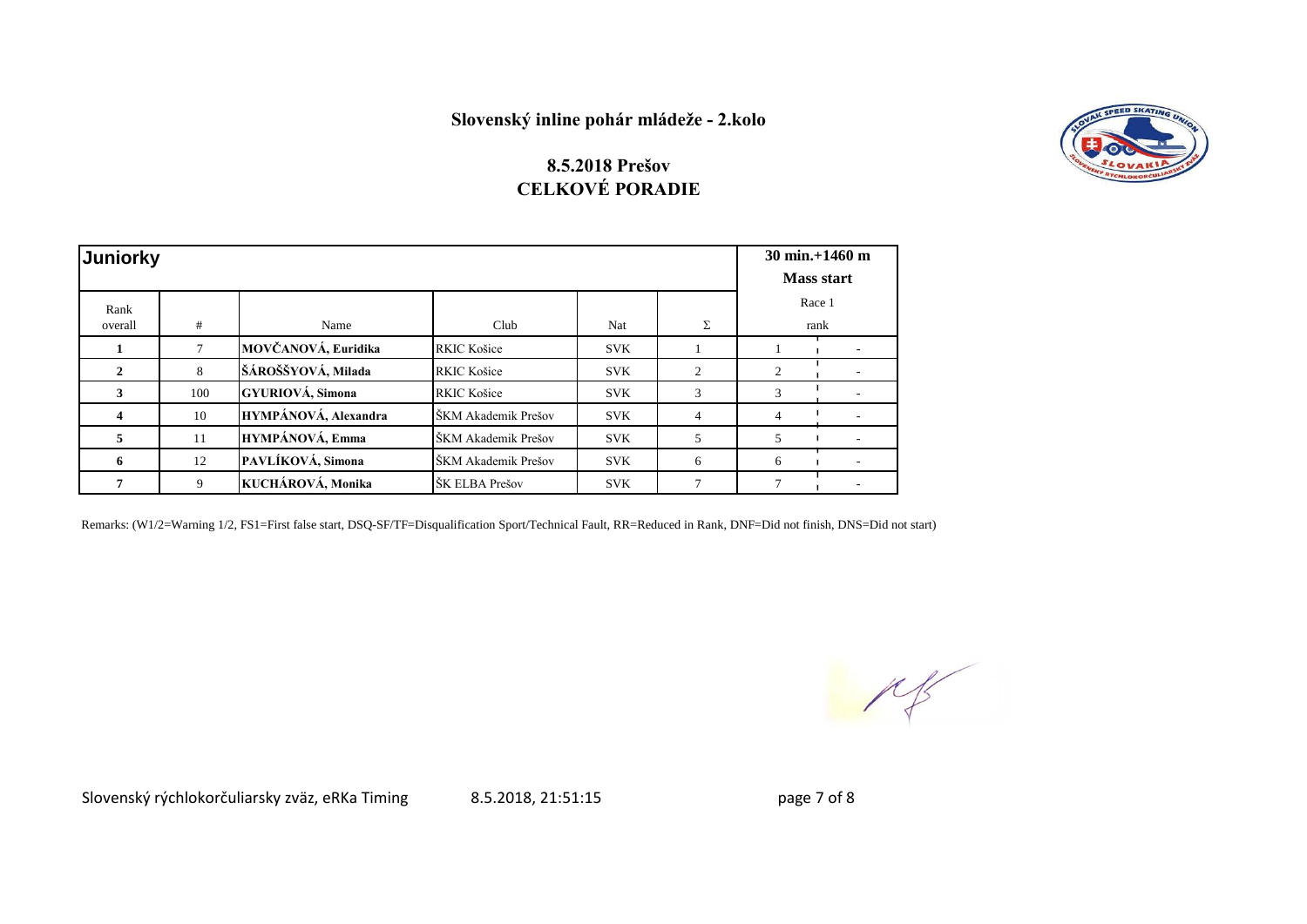**Slovenský inline pohár mládeže - 2.kolo**

**8.5.2018 Prešov**
**CELKOVÉ PORADIE**

| **Juniorky** | | | | | | **30 min.+1460 m Mass start** | |
|---|---|---|---|---|---|---|---|
| Rank overall | # | Name | Club | Nat | Σ | Race 1 rank | |
| **1** | 7 | **MOVČANOVÁ, Euridika** | RKIC Košice | SVK | 1 | 1 | - |
| **2** | 8 | **ŠÁROŠŠYOVÁ, Milada** | RKIC Košice | SVK | 2 | 2 | - |
| **3** | 100 | **GYURIOVÁ, Simona** | RKIC Košice | SVK | 3 | 3 | - |
| **4** | 10 | **HYMPÁNOVÁ, Alexandra** | ŠKM Akademik Prešov | SVK | 4 | 4 | - |
| **5** | 11 | **HYMPÁNOVÁ, Emma** | ŠKM Akademik Prešov | SVK | 5 | 5 | - |
| **6** | 12 | **PAVLÍKOVÁ, Simona** | ŠKM Akademik Prešov | SVK | 6 | 6 | - |
| **7** | 9 | **KUCHÁROVÁ, Monika** | ŠK ELBA Prešov | SVK | 7 | 7 | - |

Remarks: (W1/2=Warning 1/2, FS1=First false start, DSQ-SF/TF=Disqualification Sport/Technical Fault, RR=Reduced in Rank, DNF=Did not finish, DNS=Did not start)

Slovenský rýchlokorčuliarsky zväz, eRKa Timing 8.5.2018, 21:51:15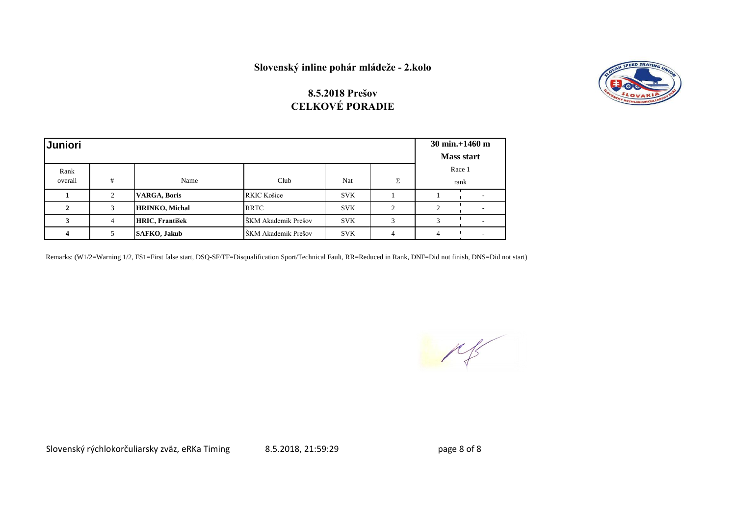# Slovenský inline pohár mládeže - 2.kolo

## 8.5.2018 Prešov
## CELKOVÉ PORADIE

| **Juniori** | | | | | | **30 min.+1460 m** **Mass start** | |
|---|---|---|---|---|---|---|---|
| Rank overall | # | Name | Club | Nat | Σ | Race 1 rank | |
| **1** | 2 | **VARGA, Boris** | RKIC Košice | SVK | 1 | 1 | - |
| **2** | 3 | **HRINKO, Michal** | RRTC | SVK | 2 | 2 | - |
| **3** | 4 | **HRIC, František** | ŠKM Akademik Prešov | SVK | 3 | 3 | - |
| **4** | 5 | **SAFKO, Jakub** | ŠKM Akademik Prešov | SVK | 4 | 4 | - |

Remarks: (W1/2=Warning 1/2, FS1=First false start, DSQ-SF/TF=Disqualification Sport/Technical Fault, RR=Reduced in Rank, DNF=Did not finish, DNS=Did not start)

Slovenský rýchlokorčuliarsky zväz, eRKa Timing 8.5.2018, 21:59:29